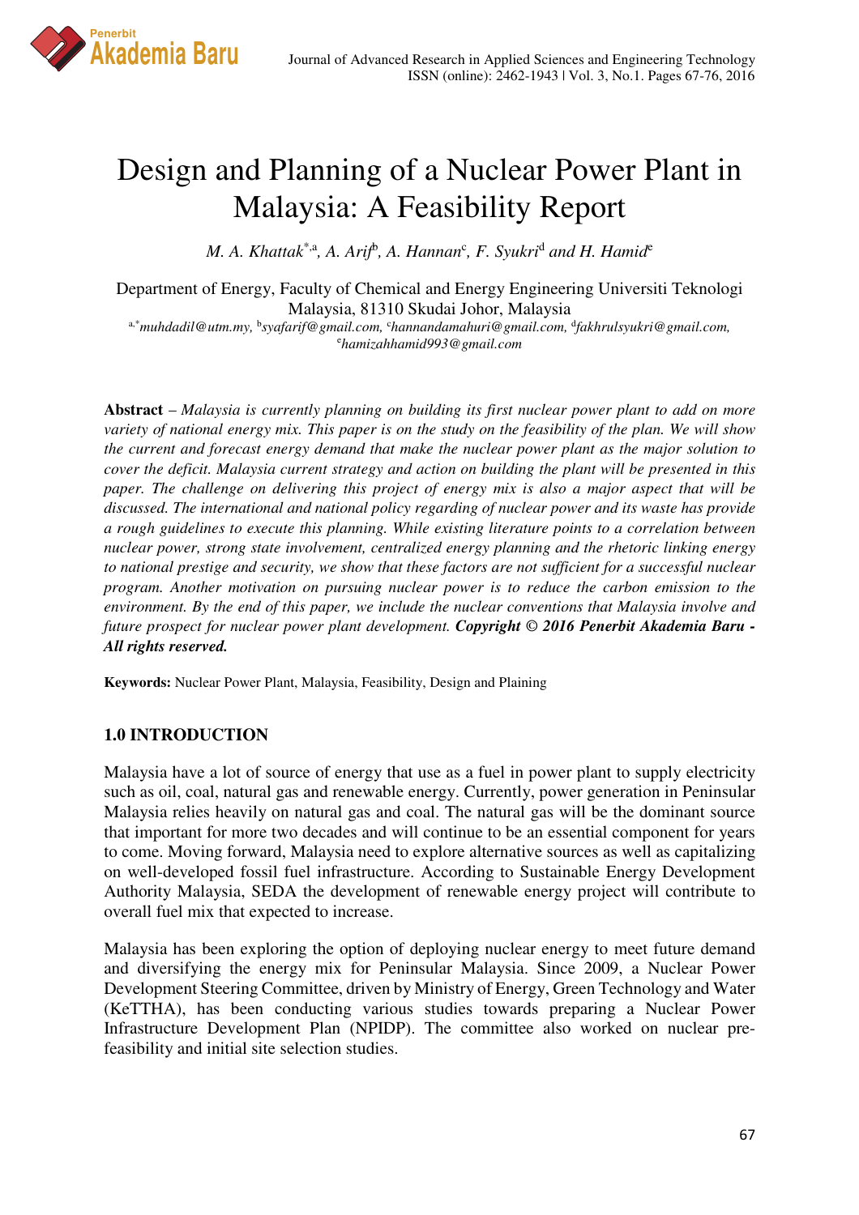# Design and Planning of a Nuclear Power Plant in Malaysia: A Feasibility Report

*M. A. Khattak*[*,a], *A. Arif*[b], *A. Hannan*[c], *F. Syukri*[d] *and H. Hamid*[e]

Department of Energy, Faculty of Chemical and Energy Engineering Universiti Teknologi Malaysia, 81310 Skudai Johor, Malaysia

[a,*]*muhdadil@utm.my*, [b]*syafarif@gmail.com*, [c]*hannandamahuri@gmail.com*, [d]*fakhrulsyukri@gmail.com*, [e]*hamizahhamid993@gmail.com*

**Abstract** – *Malaysia is currently planning on building its first nuclear power plant to add on more variety of national energy mix. This paper is on the study on the feasibility of the plan. We will show the current and forecast energy demand that make the nuclear power plant as the major solution to cover the deficit. Malaysia current strategy and action on building the plant will be presented in this paper. The challenge on delivering this project of energy mix is also a major aspect that will be discussed. The international and national policy regarding of nuclear power and its waste has provide a rough guidelines to execute this planning. While existing literature points to a correlation between nuclear power, strong state involvement, centralized energy planning and the rhetoric linking energy to national prestige and security, we show that these factors are not sufficient for a successful nuclear program. Another motivation on pursuing nuclear power is to reduce the carbon emission to the environment. By the end of this paper, we include the nuclear conventions that Malaysia involve and future prospect for nuclear power plant development.* ***Copyright © 2016 Penerbit Akademia Baru - All rights reserved.***

**Keywords:** Nuclear Power Plant, Malaysia, Feasibility, Design and Plaining

## 1.0 INTRODUCTION

Malaysia have a lot of source of energy that use as a fuel in power plant to supply electricity such as oil, coal, natural gas and renewable energy. Currently, power generation in Peninsular Malaysia relies heavily on natural gas and coal. The natural gas will be the dominant source that important for more two decades and will continue to be an essential component for years to come. Moving forward, Malaysia need to explore alternative sources as well as capitalizing on well-developed fossil fuel infrastructure. According to Sustainable Energy Development Authority Malaysia, SEDA the development of renewable energy project will contribute to overall fuel mix that expected to increase.

Malaysia has been exploring the option of deploying nuclear energy to meet future demand and diversifying the energy mix for Peninsular Malaysia. Since 2009, a Nuclear Power Development Steering Committee, driven by Ministry of Energy, Green Technology and Water (KeTTHA), has been conducting various studies towards preparing a Nuclear Power Infrastructure Development Plan (NPIDP). The committee also worked on nuclear pre-feasibility and initial site selection studies.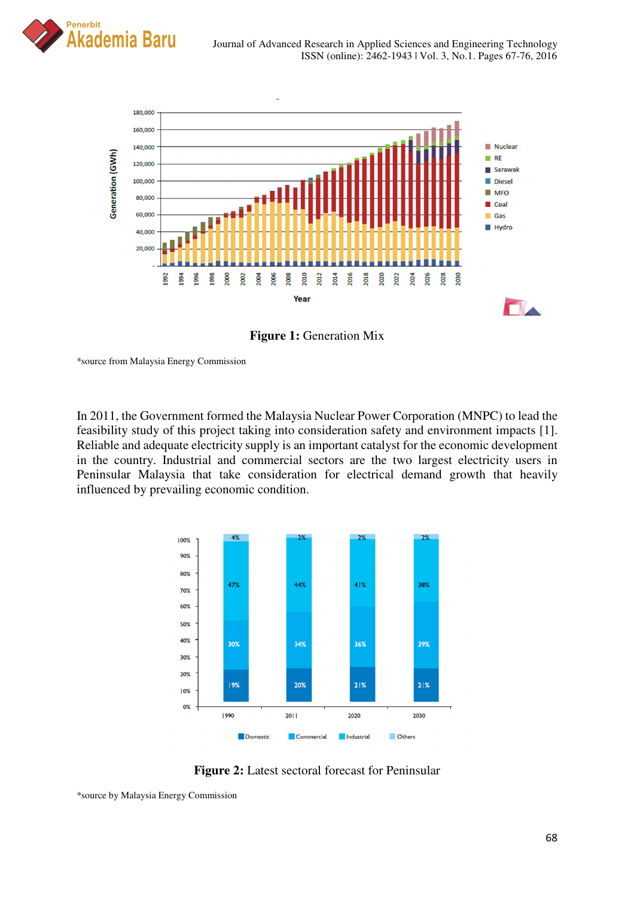**Figure 1:** Generation Mix

*source from Malaysia Energy Commission

In 2011, the Government formed the Malaysia Nuclear Power Corporation (MNPC) to lead the feasibility study of this project taking into consideration safety and environment impacts [1]. Reliable and adequate electricity supply is an important catalyst for the economic development in the country. Industrial and commercial sectors are the two largest electricity users in Peninsular Malaysia that take consideration for electrical demand growth that heavily influenced by prevailing economic condition.

**Figure 2:** Latest sectoral forecast for Peninsular

*source by Malaysia Energy Commission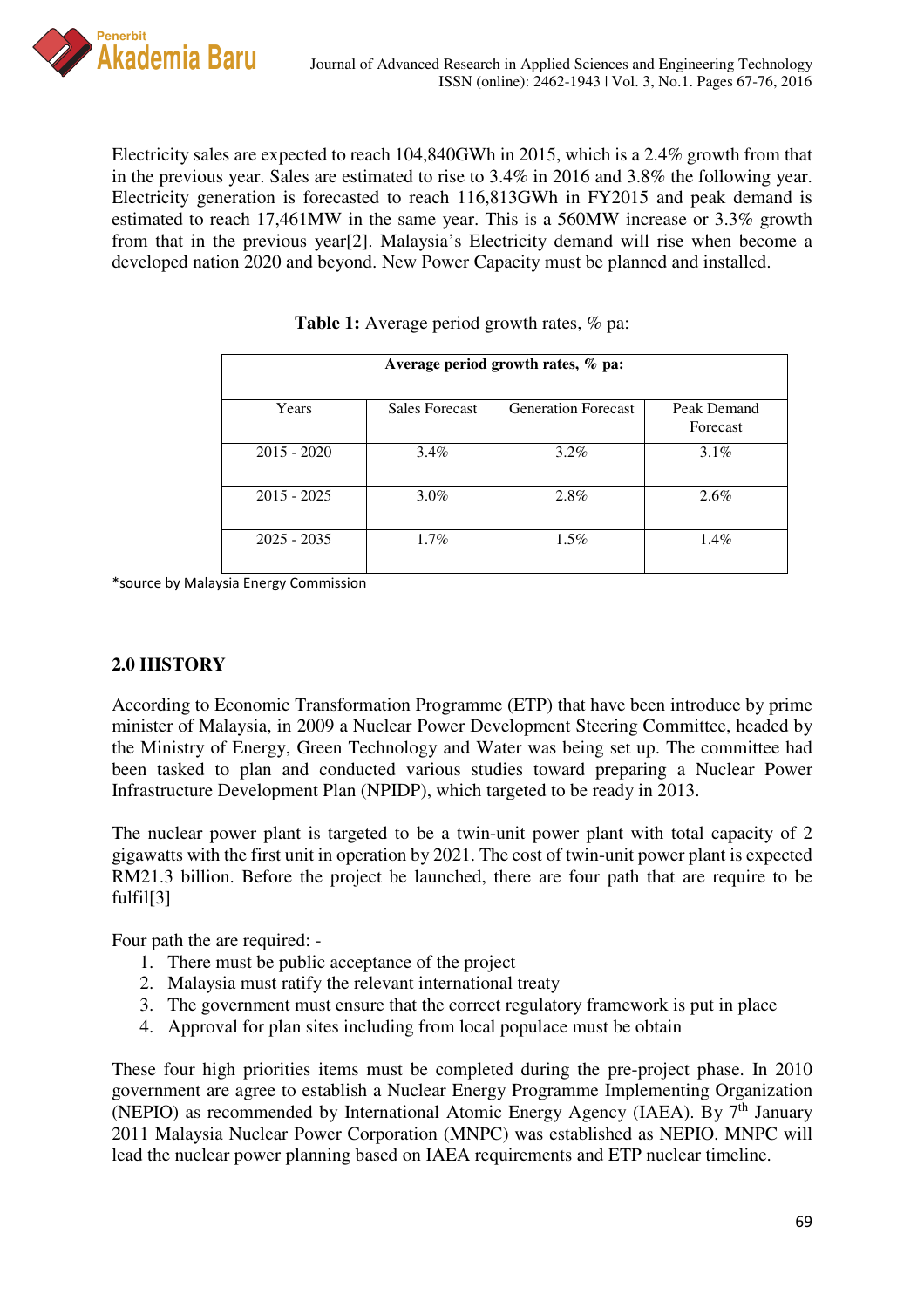Electricity sales are expected to reach 104,840GWh in 2015, which is a 2.4% growth from that in the previous year. Sales are estimated to rise to 3.4% in 2016 and 3.8% the following year. Electricity generation is forecasted to reach 116,813GWh in FY2015 and peak demand is estimated to reach 17,461MW in the same year. This is a 560MW increase or 3.3% growth from that in the previous year[2]. Malaysia's Electricity demand will rise when become a developed nation 2020 and beyond. New Power Capacity must be planned and installed.

**Table 1:** Average period growth rates, % pa:

| Average period growth rates, % pa: | | | |
|---|---|---|---|
| Years | Sales Forecast | Generation Forecast | Peak Demand Forecast |
| 2015 - 2020 | 3.4% | 3.2% | 3.1% |
| 2015 - 2025 | 3.0% | 2.8% | 2.6% |
| 2025 - 2035 | 1.7% | 1.5% | 1.4% |

*source by Malaysia Energy Commission

## 2.0 HISTORY

According to Economic Transformation Programme (ETP) that have been introduce by prime minister of Malaysia, in 2009 a Nuclear Power Development Steering Committee, headed by the Ministry of Energy, Green Technology and Water was being set up. The committee had been tasked to plan and conducted various studies toward preparing a Nuclear Power Infrastructure Development Plan (NPIDP), which targeted to be ready in 2013.

The nuclear power plant is targeted to be a twin-unit power plant with total capacity of 2 gigawatts with the first unit in operation by 2021. The cost of twin-unit power plant is expected RM21.3 billion. Before the project be launched, there are four path that are require to be fulfil[3]

Four path the are required: -

1. There must be public acceptance of the project
2. Malaysia must ratify the relevant international treaty
3. The government must ensure that the correct regulatory framework is put in place
4. Approval for plan sites including from local populace must be obtain

These four high priorities items must be completed during the pre-project phase. In 2010 government are agree to establish a Nuclear Energy Programme Implementing Organization (NEPIO) as recommended by International Atomic Energy Agency (IAEA). By 7th January 2011 Malaysia Nuclear Power Corporation (MNPC) was established as NEPIO. MNPC will lead the nuclear power planning based on IAEA requirements and ETP nuclear timeline.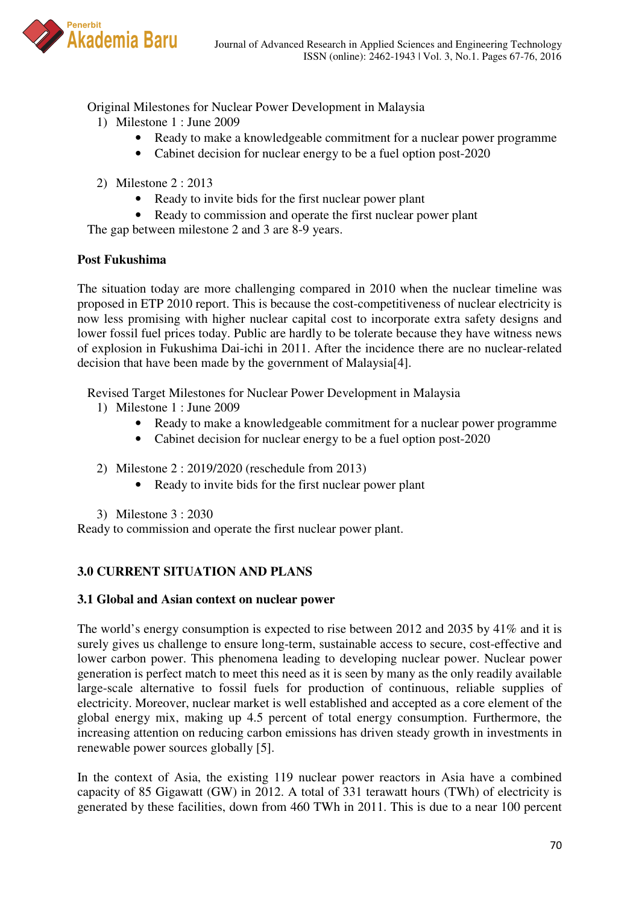Original Milestones for Nuclear Power Development in Malaysia

1) Milestone 1 : June 2009
    - Ready to make a knowledgeable commitment for a nuclear power programme
    - Cabinet decision for nuclear energy to be a fuel option post-2020

2) Milestone 2 : 2013
    - Ready to invite bids for the first nuclear power plant
    - Ready to commission and operate the first nuclear power plant

The gap between milestone 2 and 3 are 8-9 years.

**Post Fukushima**

The situation today are more challenging compared in 2010 when the nuclear timeline was proposed in ETP 2010 report. This is because the cost-competitiveness of nuclear electricity is now less promising with higher nuclear capital cost to incorporate extra safety designs and lower fossil fuel prices today. Public are hardly to be tolerate because they have witness news of explosion in Fukushima Dai-ichi in 2011. After the incidence there are no nuclear-related decision that have been made by the government of Malaysia[4].

Revised Target Milestones for Nuclear Power Development in Malaysia

1) Milestone 1 : June 2009
    - Ready to make a knowledgeable commitment for a nuclear power programme
    - Cabinet decision for nuclear energy to be a fuel option post-2020

2) Milestone 2 : 2019/2020 (reschedule from 2013)
    - Ready to invite bids for the first nuclear power plant

3) Milestone 3 : 2030

Ready to commission and operate the first nuclear power plant.

## 3.0 CURRENT SITUATION AND PLANS

### 3.1 Global and Asian context on nuclear power

The world's energy consumption is expected to rise between 2012 and 2035 by 41% and it is surely gives us challenge to ensure long-term, sustainable access to secure, cost-effective and lower carbon power. This phenomena leading to developing nuclear power. Nuclear power generation is perfect match to meet this need as it is seen by many as the only readily available large-scale alternative to fossil fuels for production of continuous, reliable supplies of electricity. Moreover, nuclear market is well established and accepted as a core element of the global energy mix, making up 4.5 percent of total energy consumption. Furthermore, the increasing attention on reducing carbon emissions has driven steady growth in investments in renewable power sources globally [5].

In the context of Asia, the existing 119 nuclear power reactors in Asia have a combined capacity of 85 Gigawatt (GW) in 2012. A total of 331 terawatt hours (TWh) of electricity is generated by these facilities, down from 460 TWh in 2011. This is due to a near 100 percent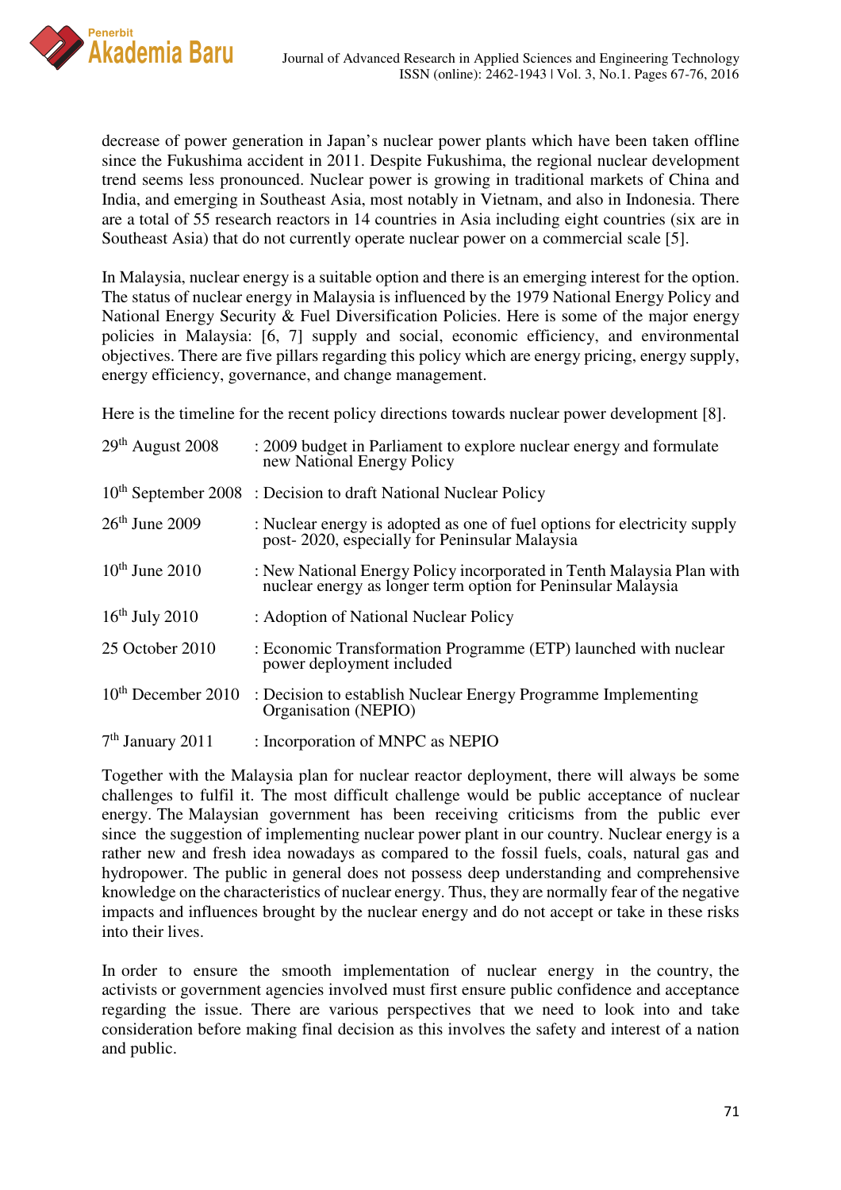decrease of power generation in Japan's nuclear power plants which have been taken offline since the Fukushima accident in 2011. Despite Fukushima, the regional nuclear development trend seems less pronounced. Nuclear power is growing in traditional markets of China and India, and emerging in Southeast Asia, most notably in Vietnam, and also in Indonesia. There are a total of 55 research reactors in 14 countries in Asia including eight countries (six are in Southeast Asia) that do not currently operate nuclear power on a commercial scale [5].

In Malaysia, nuclear energy is a suitable option and there is an emerging interest for the option. The status of nuclear energy in Malaysia is influenced by the 1979 National Energy Policy and National Energy Security & Fuel Diversification Policies. Here is some of the major energy policies in Malaysia: [6, 7] supply and social, economic efficiency, and environmental objectives. There are five pillars regarding this policy which are energy pricing, energy supply, energy efficiency, governance, and change management.

Here is the timeline for the recent policy directions towards nuclear power development [8].

| | |
|---|---|
| 29th August 2008 | : 2009 budget in Parliament to explore nuclear energy and formulate new National Energy Policy |
| 10th September 2008 | : Decision to draft National Nuclear Policy |
| 26th June 2009 | : Nuclear energy is adopted as one of fuel options for electricity supply post- 2020, especially for Peninsular Malaysia |
| 10th June 2010 | : New National Energy Policy incorporated in Tenth Malaysia Plan with nuclear energy as longer term option for Peninsular Malaysia |
| 16th July 2010 | : Adoption of National Nuclear Policy |
| 25 October 2010 | : Economic Transformation Programme (ETP) launched with nuclear power deployment included |
| 10th December 2010 | : Decision to establish Nuclear Energy Programme Implementing Organisation (NEPIO) |
| 7th January 2011 | : Incorporation of MNPC as NEPIO |

Together with the Malaysia plan for nuclear reactor deployment, there will always be some challenges to fulfil it. The most difficult challenge would be public acceptance of nuclear energy. The Malaysian government has been receiving criticisms from the public ever since the suggestion of implementing nuclear power plant in our country. Nuclear energy is a rather new and fresh idea nowadays as compared to the fossil fuels, coals, natural gas and hydropower. The public in general does not possess deep understanding and comprehensive knowledge on the characteristics of nuclear energy. Thus, they are normally fear of the negative impacts and influences brought by the nuclear energy and do not accept or take in these risks into their lives.

In order to ensure the smooth implementation of nuclear energy in the country, the activists or government agencies involved must first ensure public confidence and acceptance regarding the issue. There are various perspectives that we need to look into and take consideration before making final decision as this involves the safety and interest of a nation and public.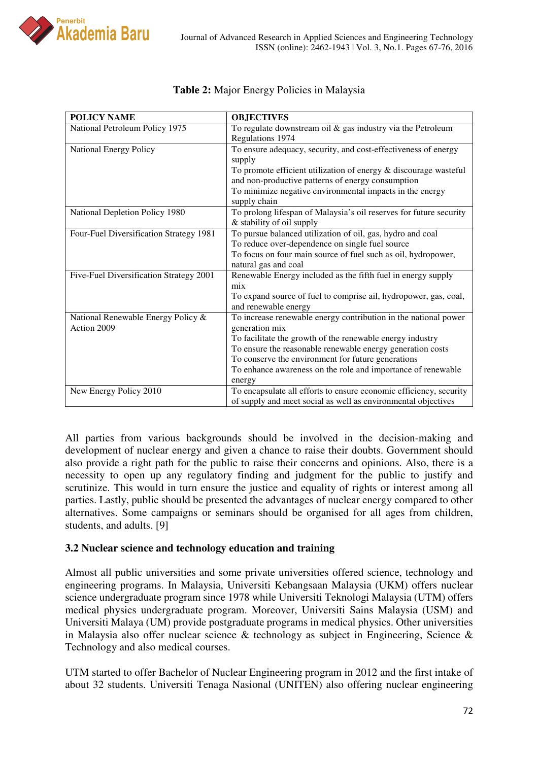**Table 2:** Major Energy Policies in Malaysia

| POLICY NAME | OBJECTIVES |
|---|---|
| National Petroleum Policy 1975 | To regulate downstream oil & gas industry via the Petroleum Regulations 1974 |
| National Energy Policy | To ensure adequacy, security, and cost-effectiveness of energy supply<br>To promote efficient utilization of energy & discourage wasteful and non-productive patterns of energy consumption<br>To minimize negative environmental impacts in the energy supply chain |
| National Depletion Policy 1980 | To prolong lifespan of Malaysia's oil reserves for future security & stability of oil supply |
| Four-Fuel Diversification Strategy 1981 | To pursue balanced utilization of oil, gas, hydro and coal<br>To reduce over-dependence on single fuel source<br>To focus on four main source of fuel such as oil, hydropower, natural gas and coal |
| Five-Fuel Diversification Strategy 2001 | Renewable Energy included as the fifth fuel in energy supply mix<br>To expand source of fuel to comprise ail, hydropower, gas, coal, and renewable energy |
| National Renewable Energy Policy & Action 2009 | To increase renewable energy contribution in the national power generation mix<br>To facilitate the growth of the renewable energy industry<br>To ensure the reasonable renewable energy generation costs<br>To conserve the environment for future generations<br>To enhance awareness on the role and importance of renewable energy |
| New Energy Policy 2010 | To encapsulate all efforts to ensure economic efficiency, security of supply and meet social as well as environmental objectives |

All parties from various backgrounds should be involved in the decision-making and development of nuclear energy and given a chance to raise their doubts. Government should also provide a right path for the public to raise their concerns and opinions. Also, there is a necessity to open up any regulatory finding and judgment for the public to justify and scrutinize. This would in turn ensure the justice and equality of rights or interest among all parties. Lastly, public should be presented the advantages of nuclear energy compared to other alternatives. Some campaigns or seminars should be organised for all ages from children, students, and adults. [9]

### 3.2 Nuclear science and technology education and training

Almost all public universities and some private universities offered science, technology and engineering programs. In Malaysia, Universiti Kebangsaan Malaysia (UKM) offers nuclear science undergraduate program since 1978 while Universiti Teknologi Malaysia (UTM) offers medical physics undergraduate program. Moreover, Universiti Sains Malaysia (USM) and Universiti Malaya (UM) provide postgraduate programs in medical physics. Other universities in Malaysia also offer nuclear science & technology as subject in Engineering, Science & Technology and also medical courses.

UTM started to offer Bachelor of Nuclear Engineering program in 2012 and the first intake of about 32 students. Universiti Tenaga Nasional (UNITEN) also offering nuclear engineering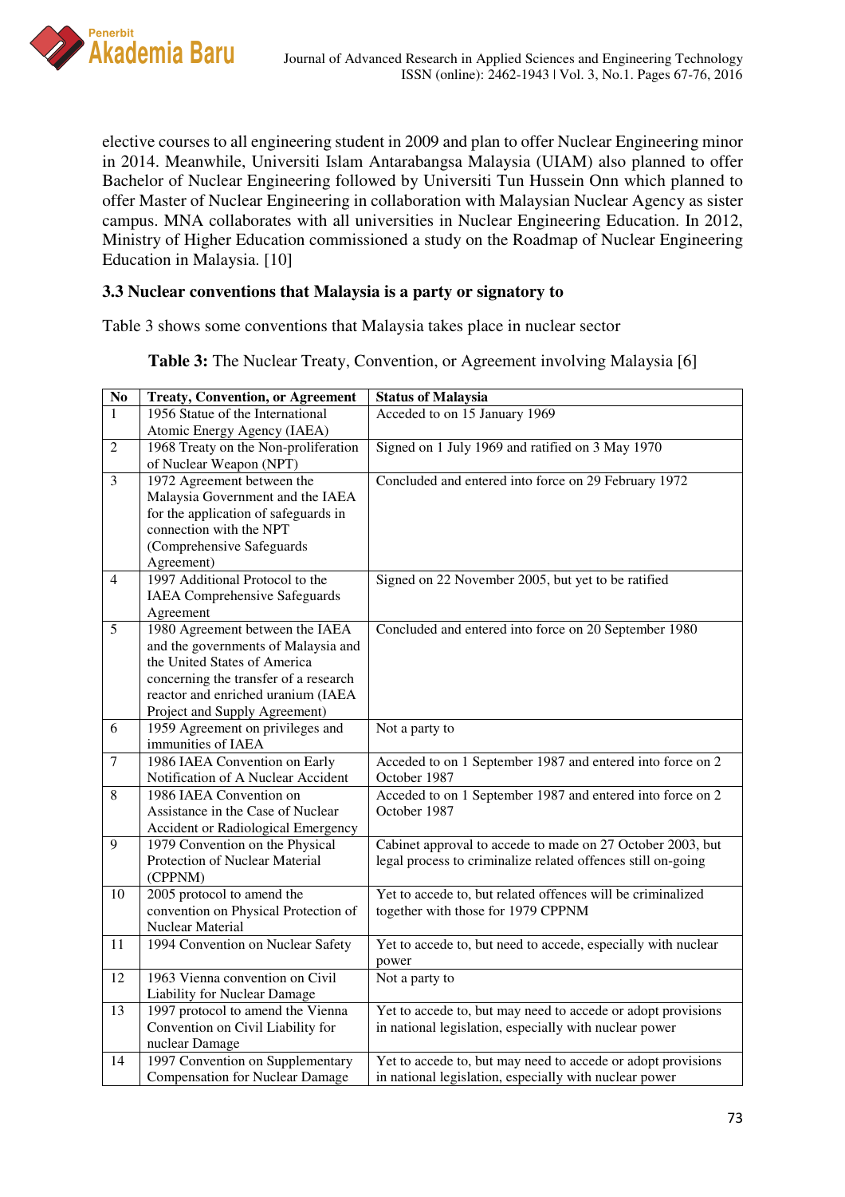elective courses to all engineering student in 2009 and plan to offer Nuclear Engineering minor in 2014. Meanwhile, Universiti Islam Antarabangsa Malaysia (UIAM) also planned to offer Bachelor of Nuclear Engineering followed by Universiti Tun Hussein Onn which planned to offer Master of Nuclear Engineering in collaboration with Malaysian Nuclear Agency as sister campus. MNA collaborates with all universities in Nuclear Engineering Education. In 2012, Ministry of Higher Education commissioned a study on the Roadmap of Nuclear Engineering Education in Malaysia. [10]

### 3.3 Nuclear conventions that Malaysia is a party or signatory to

Table 3 shows some conventions that Malaysia takes place in nuclear sector

**Table 3:** The Nuclear Treaty, Convention, or Agreement involving Malaysia [6]

| No | Treaty, Convention, or Agreement | Status of Malaysia |
|---|---|---|
| 1 | 1956 Statue of the International Atomic Energy Agency (IAEA) | Acceded to on 15 January 1969 |
| 2 | 1968 Treaty on the Non-proliferation of Nuclear Weapon (NPT) | Signed on 1 July 1969 and ratified on 3 May 1970 |
| 3 | 1972 Agreement between the Malaysia Government and the IAEA for the application of safeguards in connection with the NPT (Comprehensive Safeguards Agreement) | Concluded and entered into force on 29 February 1972 |
| 4 | 1997 Additional Protocol to the IAEA Comprehensive Safeguards Agreement | Signed on 22 November 2005, but yet to be ratified |
| 5 | 1980 Agreement between the IAEA and the governments of Malaysia and the United States of America concerning the transfer of a research reactor and enriched uranium (IAEA Project and Supply Agreement) | Concluded and entered into force on 20 September 1980 |
| 6 | 1959 Agreement on privileges and immunities of IAEA | Not a party to |
| 7 | 1986 IAEA Convention on Early Notification of A Nuclear Accident | Acceded to on 1 September 1987 and entered into force on 2 October 1987 |
| 8 | 1986 IAEA Convention on Assistance in the Case of Nuclear Accident or Radiological Emergency | Acceded to on 1 September 1987 and entered into force on 2 October 1987 |
| 9 | 1979 Convention on the Physical Protection of Nuclear Material (CPPNM) | Cabinet approval to accede to made on 27 October 2003, but legal process to criminalize related offences still on-going |
| 10 | 2005 protocol to amend the convention on Physical Protection of Nuclear Material | Yet to accede to, but related offences will be criminalized together with those for 1979 CPPNM |
| 11 | 1994 Convention on Nuclear Safety | Yet to accede to, but need to accede, especially with nuclear power |
| 12 | 1963 Vienna convention on Civil Liability for Nuclear Damage | Not a party to |
| 13 | 1997 protocol to amend the Vienna Convention on Civil Liability for nuclear Damage | Yet to accede to, but may need to accede or adopt provisions in national legislation, especially with nuclear power |
| 14 | 1997 Convention on Supplementary Compensation for Nuclear Damage | Yet to accede to, but may need to accede or adopt provisions in national legislation, especially with nuclear power |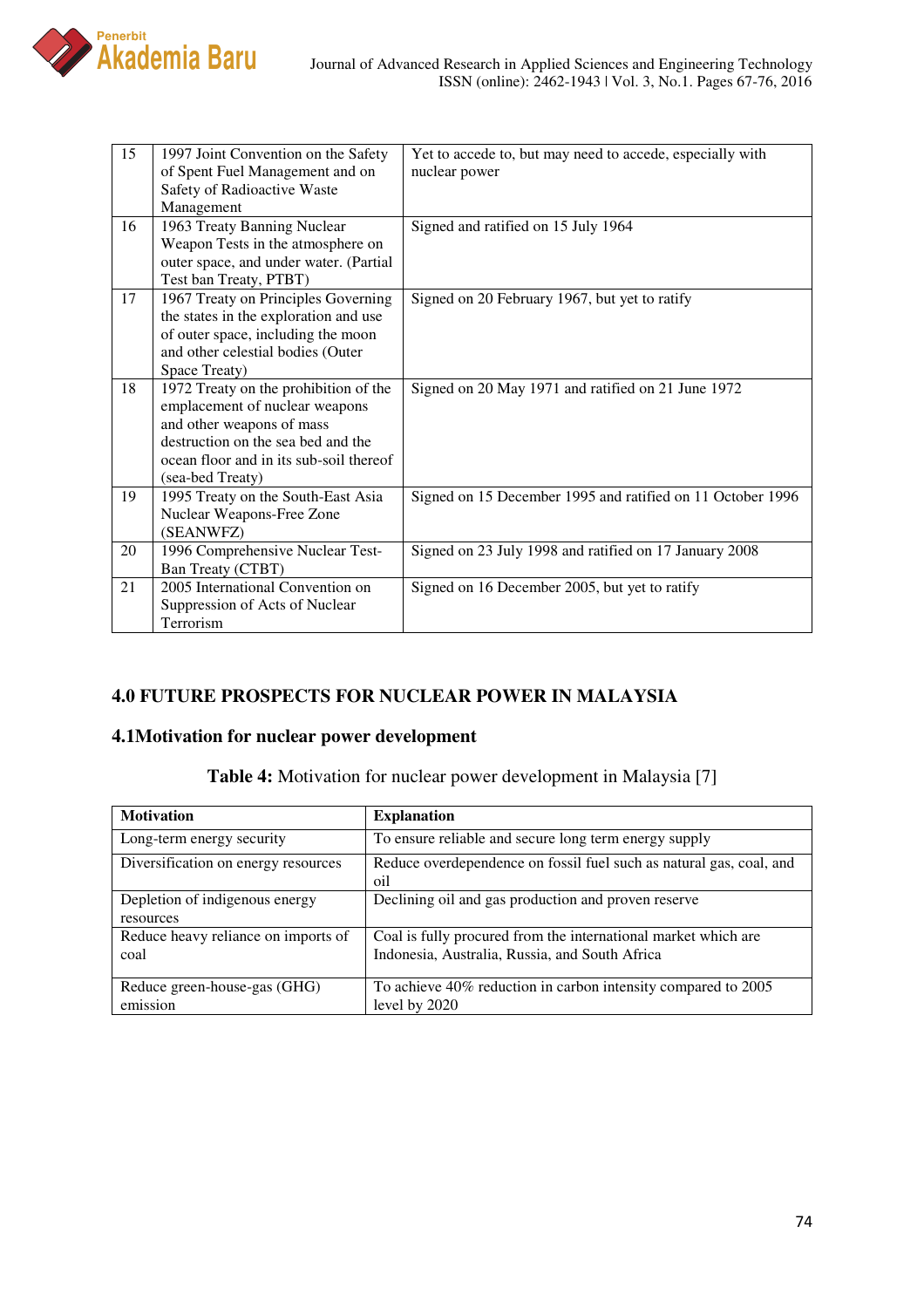| 15 | 1997 Joint Convention on the Safety of Spent Fuel Management and on Safety of Radioactive Waste Management | Yet to accede to, but may need to accede, especially with nuclear power |
|---|---|---|
| 16 | 1963 Treaty Banning Nuclear Weapon Tests in the atmosphere on outer space, and under water. (Partial Test ban Treaty, PTBT) | Signed and ratified on 15 July 1964 |
| 17 | 1967 Treaty on Principles Governing the states in the exploration and use of outer space, including the moon and other celestial bodies (Outer Space Treaty) | Signed on 20 February 1967, but yet to ratify |
| 18 | 1972 Treaty on the prohibition of the emplacement of nuclear weapons and other weapons of mass destruction on the sea bed and the ocean floor and in its sub-soil thereof (sea-bed Treaty) | Signed on 20 May 1971 and ratified on 21 June 1972 |
| 19 | 1995 Treaty on the South-East Asia Nuclear Weapons-Free Zone (SEANWFZ) | Signed on 15 December 1995 and ratified on 11 October 1996 |
| 20 | 1996 Comprehensive Nuclear Test-Ban Treaty (CTBT) | Signed on 23 July 1998 and ratified on 17 January 2008 |
| 21 | 2005 International Convention on Suppression of Acts of Nuclear Terrorism | Signed on 16 December 2005, but yet to ratify |

## 4.0 FUTURE PROSPECTS FOR NUCLEAR POWER IN MALAYSIA

### 4.1Motivation for nuclear power development

**Table 4:** Motivation for nuclear power development in Malaysia [7]

| Motivation | Explanation |
|---|---|
| Long-term energy security | To ensure reliable and secure long term energy supply |
| Diversification on energy resources | Reduce overdependence on fossil fuel such as natural gas, coal, and oil |
| Depletion of indigenous energy resources | Declining oil and gas production and proven reserve |
| Reduce heavy reliance on imports of coal | Coal is fully procured from the international market which are Indonesia, Australia, Russia, and South Africa |
| Reduce green-house-gas (GHG) emission | To achieve 40% reduction in carbon intensity compared to 2005 level by 2020 |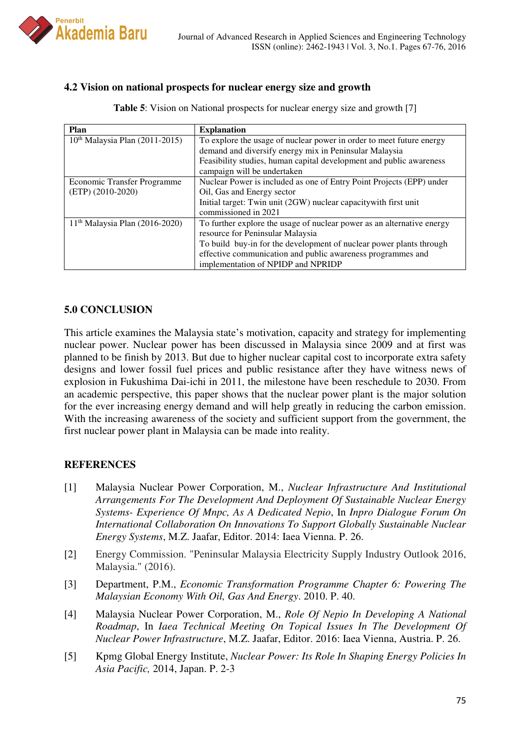### 4.2 Vision on national prospects for nuclear energy size and growth

**Table 5**: Vision on National prospects for nuclear energy size and growth [7]

| Plan | Explanation |
|---|---|
| 10th Malaysia Plan (2011-2015) | To explore the usage of nuclear power in order to meet future energy demand and diversify energy mix in Peninsular Malaysia<br>Feasibility studies, human capital development and public awareness campaign will be undertaken |
| Economic Transfer Programme (ETP) (2010-2020) | Nuclear Power is included as one of Entry Point Projects (EPP) under Oil, Gas and Energy sector<br>Initial target: Twin unit (2GW) nuclear capacitywith first unit commissioned in 2021 |
| 11th Malaysia Plan (2016-2020) | To further explore the usage of nuclear power as an alternative energy resource for Peninsular Malaysia<br>To build buy-in for the development of nuclear power plants through effective communication and public awareness programmes and implementation of NPIDP and NPRIDP |

## 5.0 CONCLUSION

This article examines the Malaysia state's motivation, capacity and strategy for implementing nuclear power. Nuclear power has been discussed in Malaysia since 2009 and at first was planned to be finish by 2013. But due to higher nuclear capital cost to incorporate extra safety designs and lower fossil fuel prices and public resistance after they have witness news of explosion in Fukushima Dai-ichi in 2011, the milestone have been reschedule to 2030. From an academic perspective, this paper shows that the nuclear power plant is the major solution for the ever increasing energy demand and will help greatly in reducing the carbon emission. With the increasing awareness of the society and sufficient support from the government, the first nuclear power plant in Malaysia can be made into reality.

## REFERENCES

[1] Malaysia Nuclear Power Corporation, M., *Nuclear Infrastructure And Institutional Arrangements For The Development And Deployment Of Sustainable Nuclear Energy Systems- Experience Of Mnpc, As A Dedicated Nepio*, In *Inpro Dialogue Forum On International Collaboration On Innovations To Support Globally Sustainable Nuclear Energy Systems*, M.Z. Jaafar, Editor. 2014: Iaea Vienna. P. 26.

[2] Energy Commission. "Peninsular Malaysia Electricity Supply Industry Outlook 2016, Malaysia." (2016).

[3] Department, P.M., *Economic Transformation Programme Chapter 6: Powering The Malaysian Economy With Oil, Gas And Energy*. 2010. P. 40.

[4] Malaysia Nuclear Power Corporation, M., *Role Of Nepio In Developing A National Roadmap*, In *Iaea Technical Meeting On Topical Issues In The Development Of Nuclear Power Infrastructure*, M.Z. Jaafar, Editor. 2016: Iaea Vienna, Austria. P. 26.

[5] Kpmg Global Energy Institute, *Nuclear Power: Its Role In Shaping Energy Policies In Asia Pacific,* 2014, Japan. P. 2-3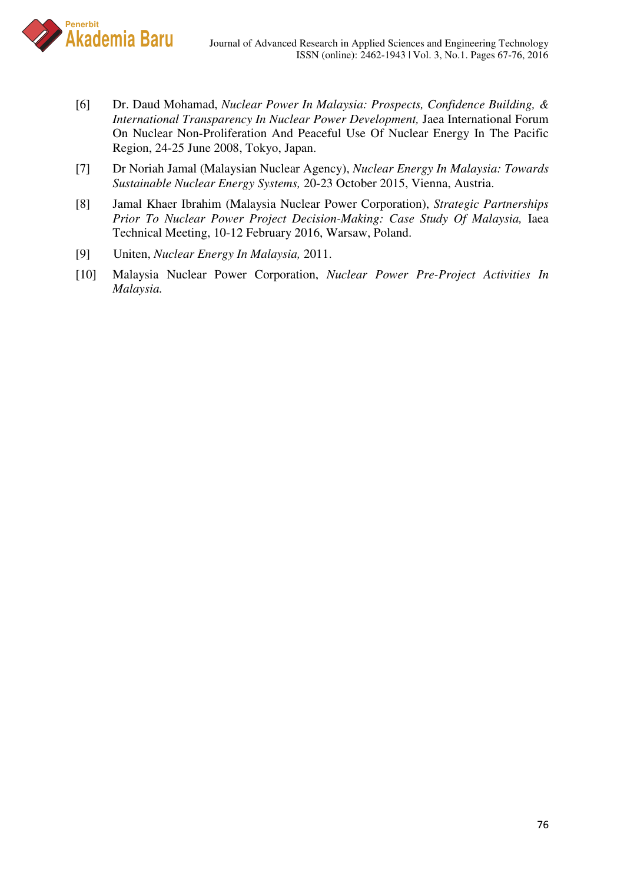[6] Dr. Daud Mohamad, *Nuclear Power In Malaysia: Prospects, Confidence Building, & International Transparency In Nuclear Power Development,* Jaea International Forum On Nuclear Non-Proliferation And Peaceful Use Of Nuclear Energy In The Pacific Region, 24-25 June 2008, Tokyo, Japan.

[7] Dr Noriah Jamal (Malaysian Nuclear Agency), *Nuclear Energy In Malaysia: Towards Sustainable Nuclear Energy Systems,* 20-23 October 2015, Vienna, Austria.

[8] Jamal Khaer Ibrahim (Malaysia Nuclear Power Corporation), *Strategic Partnerships Prior To Nuclear Power Project Decision-Making: Case Study Of Malaysia,* Iaea Technical Meeting, 10-12 February 2016, Warsaw, Poland.

[9] Uniten, *Nuclear Energy In Malaysia,* 2011.

[10] Malaysia Nuclear Power Corporation, *Nuclear Power Pre-Project Activities In Malaysia.*